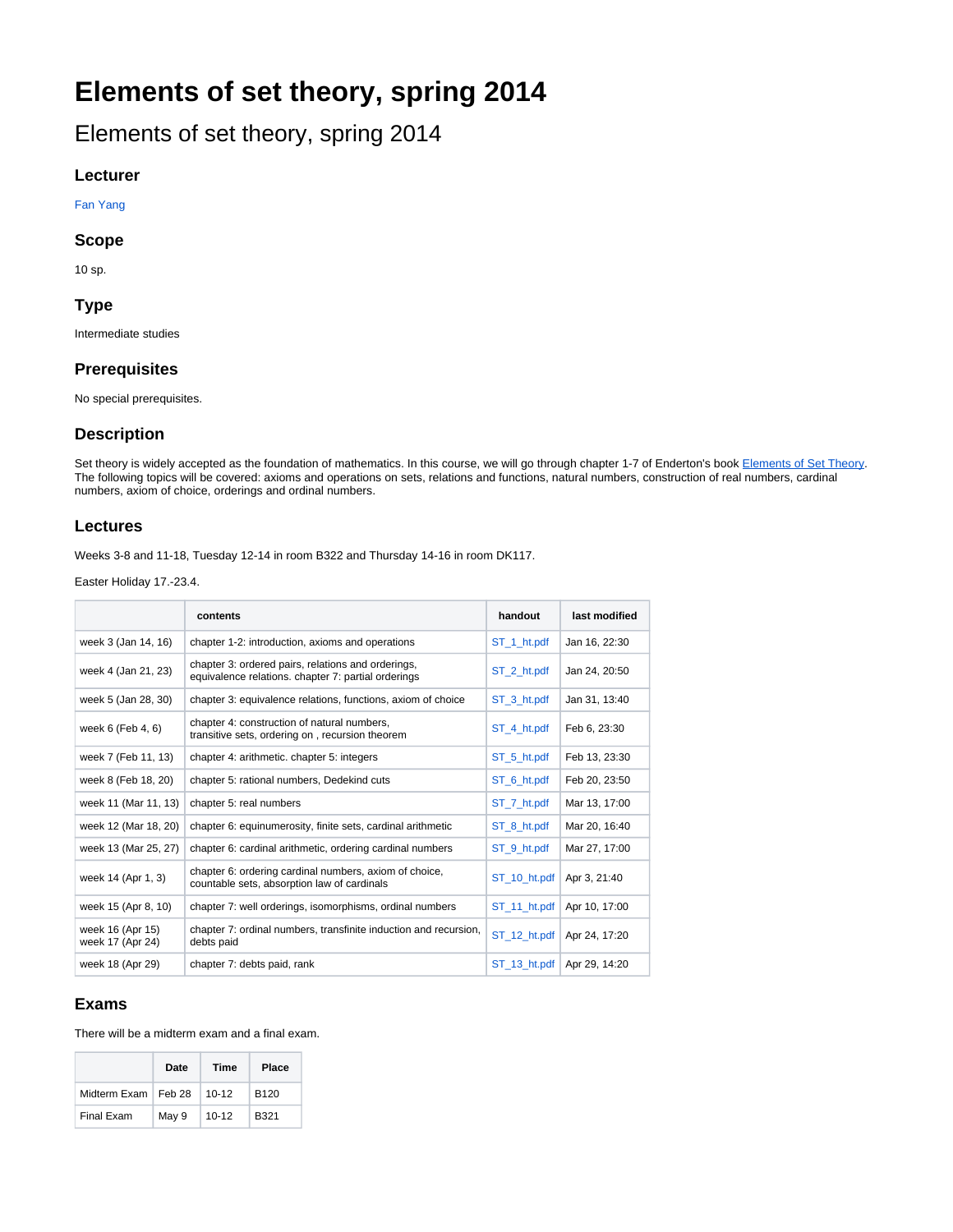# Elements of set theory, spring 2014

## Elements of set theory, spring 2014

### Lecturer

Fan Yang

### Scope

10 sp.

### Type

Intermediate studies

### Prerequisites

No special prerequisites.

### Description

Set theory is widely accepted as the foundation of mathematics. In this course, we will go through chapter 1-7 of Enderton's book Elements of Set Theory. The following topics will be covered: axioms and operations on sets, relations and functions, natural numbers, construction of real numbers, cardinal numbers, axiom of choice, orderings and ordinal numbers.

### Lectures

Weeks 3-8 and 11-18, Tuesday 12-14 in room B322 and Thursday 14-16 in room DK117.

Easter Holiday 17.-23.4.

| | contents | handout | last modified |
|---|---|---|---|
| week 3 (Jan 14, 16) | chapter 1-2: introduction, axioms and operations | ST_1_ht.pdf | Jan 16, 22:30 |
| week 4 (Jan 21, 23) | chapter 3: ordered pairs, relations and orderings, equivalence relations. chapter 7: partial orderings | ST_2_ht.pdf | Jan 24, 20:50 |
| week 5 (Jan 28, 30) | chapter 3: equivalence relations, functions, axiom of choice | ST_3_ht.pdf | Jan 31, 13:40 |
| week 6 (Feb 4, 6) | chapter 4: construction of natural numbers, transitive sets, ordering on , recursion theorem | ST_4_ht.pdf | Feb 6, 23:30 |
| week 7 (Feb 11, 13) | chapter 4: arithmetic. chapter 5: integers | ST_5_ht.pdf | Feb 13, 23:30 |
| week 8 (Feb 18, 20) | chapter 5: rational numbers, Dedekind cuts | ST_6_ht.pdf | Feb 20, 23:50 |
| week 11 (Mar 11, 13) | chapter 5: real numbers | ST_7_ht.pdf | Mar 13, 17:00 |
| week 12 (Mar 18, 20) | chapter 6: equinumerosity, finite sets, cardinal arithmetic | ST_8_ht.pdf | Mar 20, 16:40 |
| week 13 (Mar 25, 27) | chapter 6: cardinal arithmetic, ordering cardinal numbers | ST_9_ht.pdf | Mar 27, 17:00 |
| week 14 (Apr 1, 3) | chapter 6: ordering cardinal numbers, axiom of choice, countable sets, absorption law of cardinals | ST_10_ht.pdf | Apr 3, 21:40 |
| week 15 (Apr 8, 10) | chapter 7: well orderings, isomorphisms, ordinal numbers | ST_11_ht.pdf | Apr 10, 17:00 |
| week 16 (Apr 15) week 17 (Apr 24) | chapter 7: ordinal numbers, transfinite induction and recursion, debts paid | ST_12_ht.pdf | Apr 24, 17:20 |
| week 18 (Apr 29) | chapter 7: debts paid, rank | ST_13_ht.pdf | Apr 29, 14:20 |

### Exams

There will be a midterm exam and a final exam.

| | Date | Time | Place |
|---|---|---|---|
| Midterm Exam | Feb 28 | 10-12 | B120 |
| Final Exam | May 9 | 10-12 | B321 |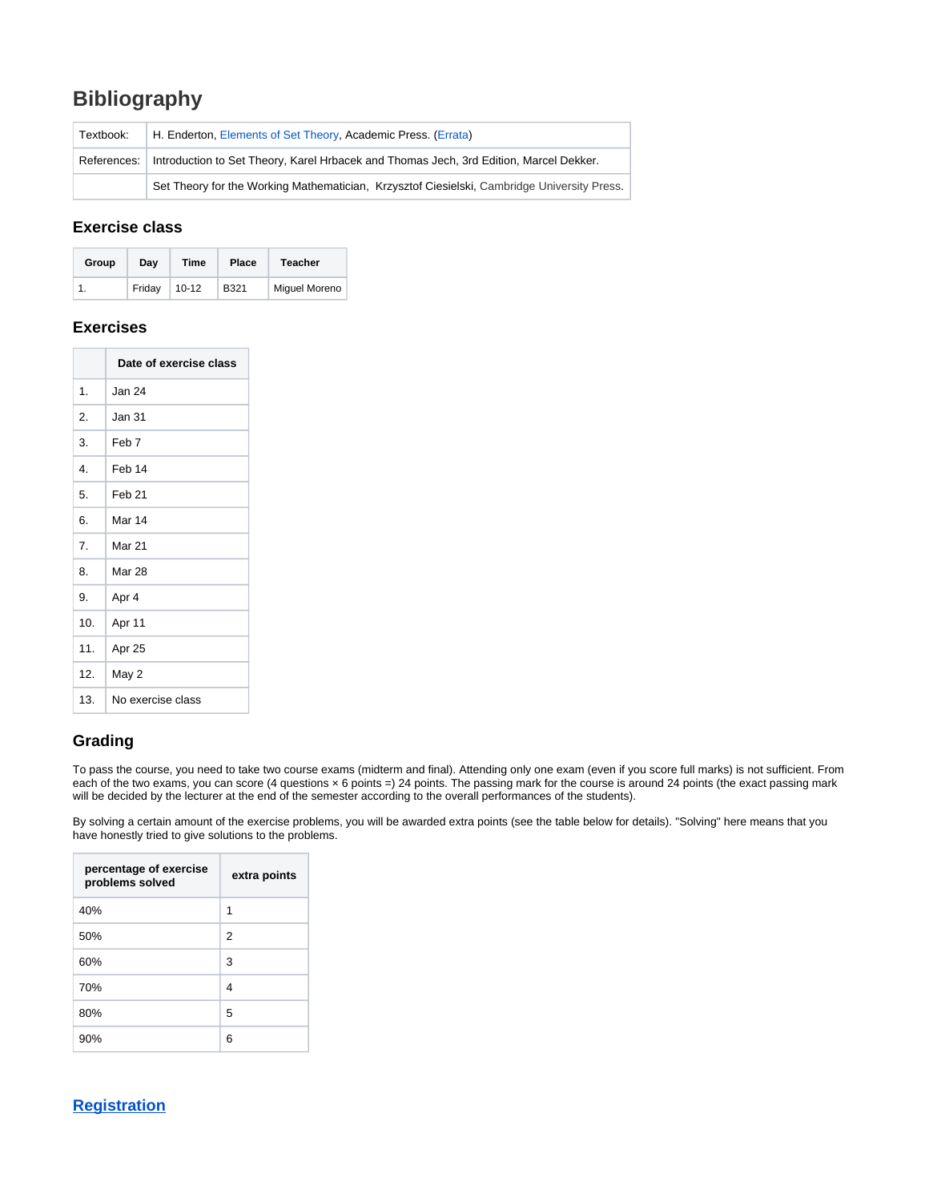## Bibliography

| Textbook: | H. Enderton, Elements of Set Theory, Academic Press. (Errata) |
|---|---|
| References: | Introduction to Set Theory, Karel Hrbacek and Thomas Jech, 3rd Edition, Marcel Dekker. |
| | Set Theory for the Working Mathematician, Krzysztof Ciesielski, Cambridge University Press. |

### Exercise class

| Group | Day | Time | Place | Teacher |
|---|---|---|---|---|
| 1. | Friday | 10-12 | B321 | Miguel Moreno |

### Exercises

| | Date of exercise class |
|---|---|
| 1. | Jan 24 |
| 2. | Jan 31 |
| 3. | Feb 7 |
| 4. | Feb 14 |
| 5. | Feb 21 |
| 6. | Mar 14 |
| 7. | Mar 21 |
| 8. | Mar 28 |
| 9. | Apr 4 |
| 10. | Apr 11 |
| 11. | Apr 25 |
| 12. | May 2 |
| 13. | No exercise class |

### Grading

To pass the course, you need to take two course exams (midterm and final). Attending only one exam (even if you score full marks) is not sufficient. From each of the two exams, you can score (4 questions × 6 points =) 24 points. The passing mark for the course is around 24 points (the exact passing mark will be decided by the lecturer at the end of the semester according to the overall performances of the students).

By solving a certain amount of the exercise problems, you will be awarded extra points (see the table below for details). "Solving" here means that you have honestly tried to give solutions to the problems.

| percentage of exercise problems solved | extra points |
|---|---|
| 40% | 1 |
| 50% | 2 |
| 60% | 3 |
| 70% | 4 |
| 80% | 5 |
| 90% | 6 |

## Registration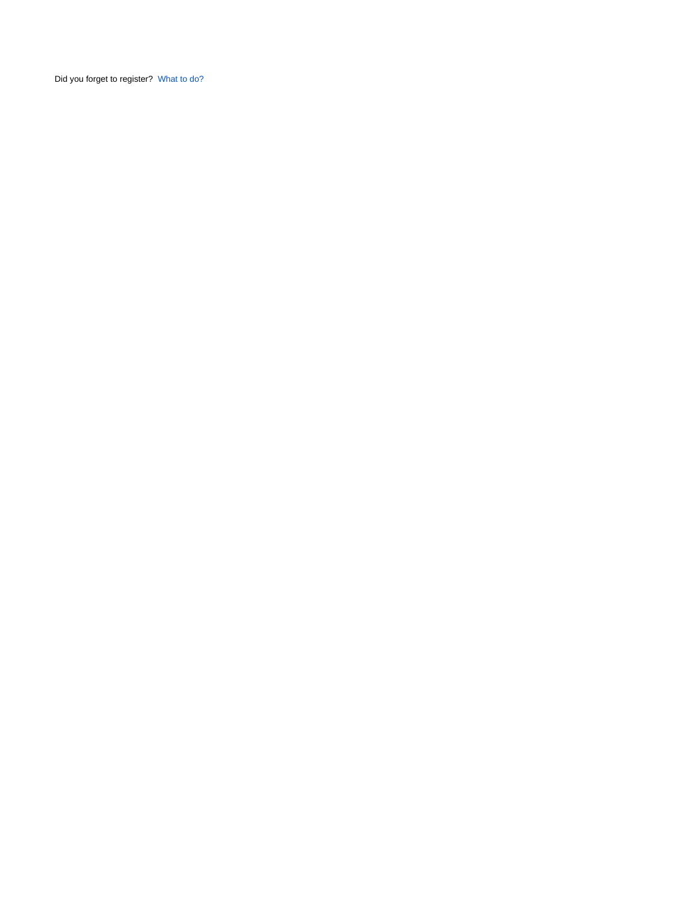Did you forget to register? What to do?